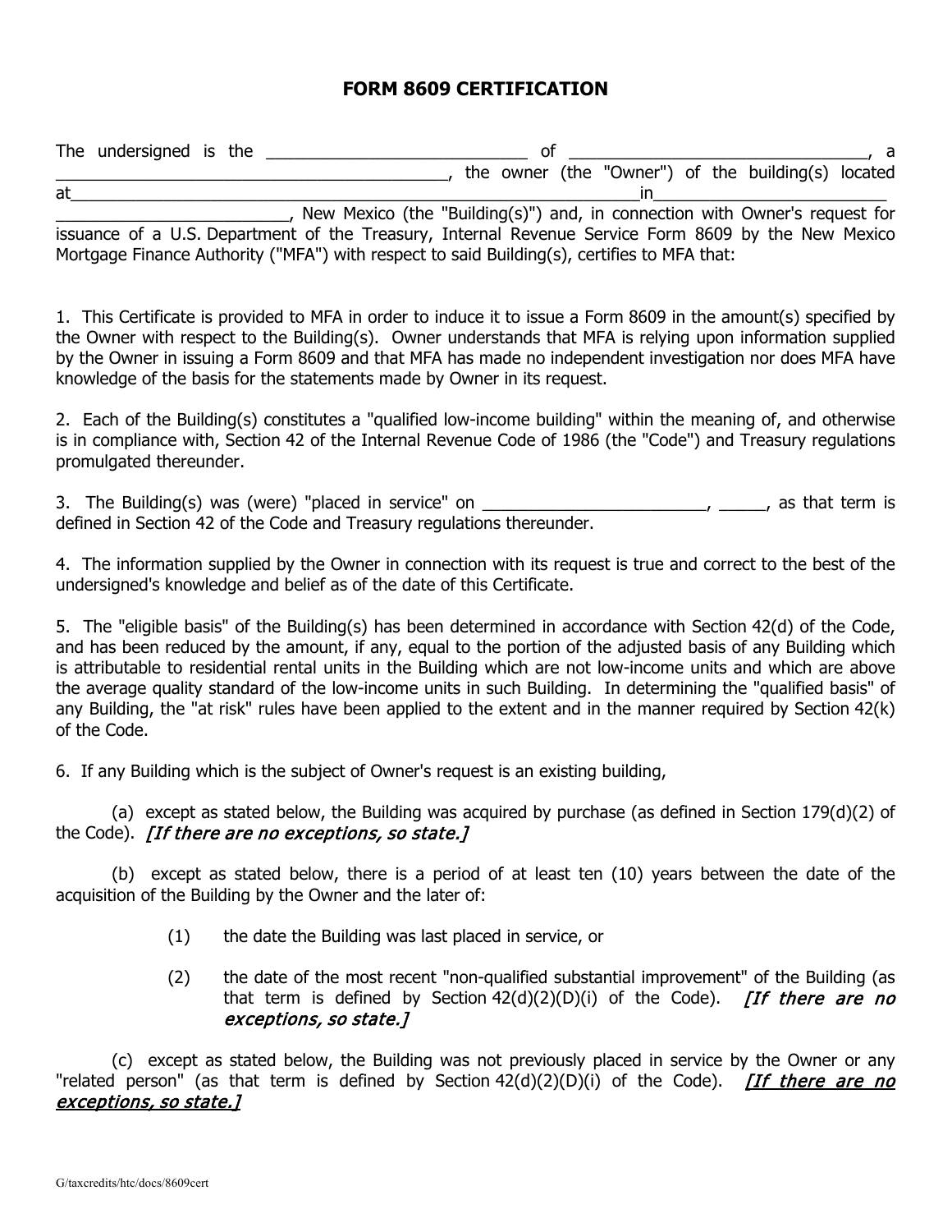# FORM 8609 CERTIFICATION

The undersigned is the ___________________________ of _______________________________, a _________________________________________, the owner (the "Owner") of the building(s) located at_____________________________________________________________in_________________________ _________________________, New Mexico (the "Building(s)") and, in connection with Owner's request for issuance of a U.S. Department of the Treasury, Internal Revenue Service Form 8609 by the New Mexico Mortgage Finance Authority ("MFA") with respect to said Building(s), certifies to MFA that:

1. This Certificate is provided to MFA in order to induce it to issue a Form 8609 in the amount(s) specified by the Owner with respect to the Building(s). Owner understands that MFA is relying upon information supplied by the Owner in issuing a Form 8609 and that MFA has made no independent investigation nor does MFA have knowledge of the basis for the statements made by Owner in its request.

2. Each of the Building(s) constitutes a "qualified low-income building" within the meaning of, and otherwise is in compliance with, Section 42 of the Internal Revenue Code of 1986 (the "Code") and Treasury regulations promulgated thereunder.

3. The Building(s) was (were) "placed in service" on ________________________, _____, as that term is defined in Section 42 of the Code and Treasury regulations thereunder.

4. The information supplied by the Owner in connection with its request is true and correct to the best of the undersigned's knowledge and belief as of the date of this Certificate.

5. The "eligible basis" of the Building(s) has been determined in accordance with Section 42(d) of the Code, and has been reduced by the amount, if any, equal to the portion of the adjusted basis of any Building which is attributable to residential rental units in the Building which are not low-income units and which are above the average quality standard of the low-income units in such Building. In determining the "qualified basis" of any Building, the "at risk" rules have been applied to the extent and in the manner required by Section 42(k) of the Code.

6. If any Building which is the subject of Owner's request is an existing building,

(a) except as stated below, the Building was acquired by purchase (as defined in Section 179(d)(2) of the Code). *[If there are no exceptions, so state.]*

(b) except as stated below, there is a period of at least ten (10) years between the date of the acquisition of the Building by the Owner and the later of:

(1) the date the Building was last placed in service, or

(2) the date of the most recent "non-qualified substantial improvement" of the Building (as that term is defined by Section 42(d)(2)(D)(i) of the Code). *[If there are no exceptions, so state.]*

(c) except as stated below, the Building was not previously placed in service by the Owner or any "related person" (as that term is defined by Section 42(d)(2)(D)(i) of the Code). *[If there are no exceptions, so state.]*

G/taxcredits/htc/docs/8609cert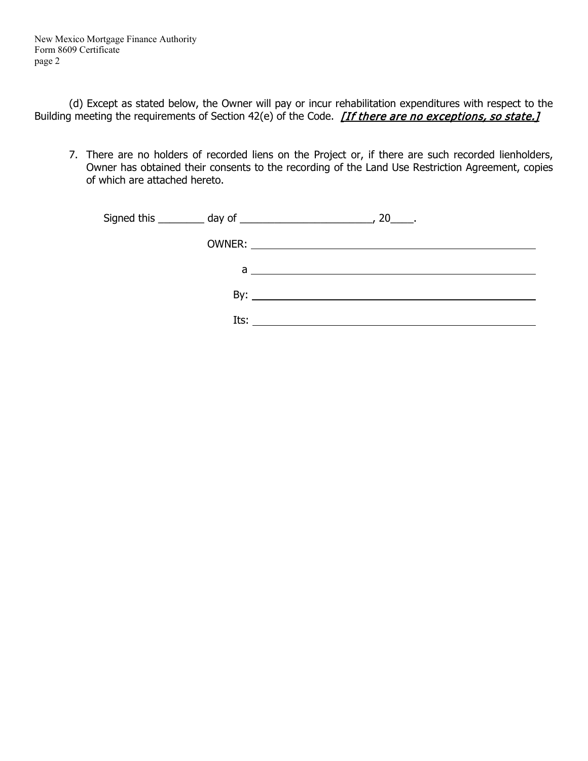(d) Except as stated below, the Owner will pay or incur rehabilitation expenditures with respect to the Building meeting the requirements of Section 42(e) of the Code. *[If there are no exceptions, so state.]*

7. There are no holders of recorded liens on the Project or, if there are such recorded lienholders, Owner has obtained their consents to the recording of the Land Use Restriction Agreement, copies of which are attached hereto.

Signed this ________ day of _______________________, 20____.

OWNER: ____________________________________________

a ____________________________________________

By: ____________________________________________

Its: ____________________________________________